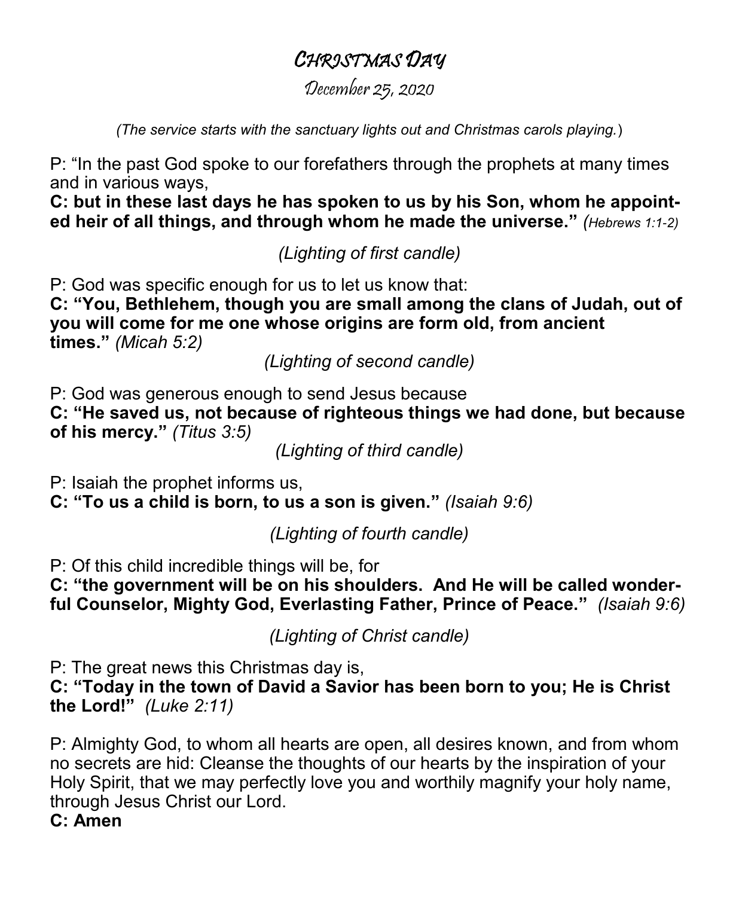# CHRISTMAS DAY

December 25, 2020

*(The service starts with the sanctuary lights out and Christmas carols playing.)*

P: "In the past God spoke to our forefathers through the prophets at many times and in various ways,

**C: but in these last days he has spoken to us by his Son, whom he appointed heir of all things, and through whom he made the universe."** *(Hebrews 1:1-2)*

*(Lighting of first candle)*

P: God was specific enough for us to let us know that:

**C: "You, Bethlehem, though you are small among the clans of Judah, out of you will come for me one whose origins are form old, from ancient times."** *(Micah 5:2)*

*(Lighting of second candle)*

P: God was generous enough to send Jesus because

**C: "He saved us, not because of righteous things we had done, but because of his mercy."** *(Titus 3:5)*

*(Lighting of third candle)*

P: Isaiah the prophet informs us,

**C: "To us a child is born, to us a son is given."** *(Isaiah 9:6)*

*(Lighting of fourth candle)*

P: Of this child incredible things will be, for

**C: "the government will be on his shoulders. And He will be called wonderful Counselor, Mighty God, Everlasting Father, Prince of Peace."** *(Isaiah 9:6)*

*(Lighting of Christ candle)*

P: The great news this Christmas day is,

**C: "Today in the town of David a Savior has been born to you; He is Christ the Lord!"** *(Luke 2:11)*

P: Almighty God, to whom all hearts are open, all desires known, and from whom no secrets are hid: Cleanse the thoughts of our hearts by the inspiration of your Holy Spirit, that we may perfectly love you and worthily magnify your holy name, through Jesus Christ our Lord.

**C: Amen**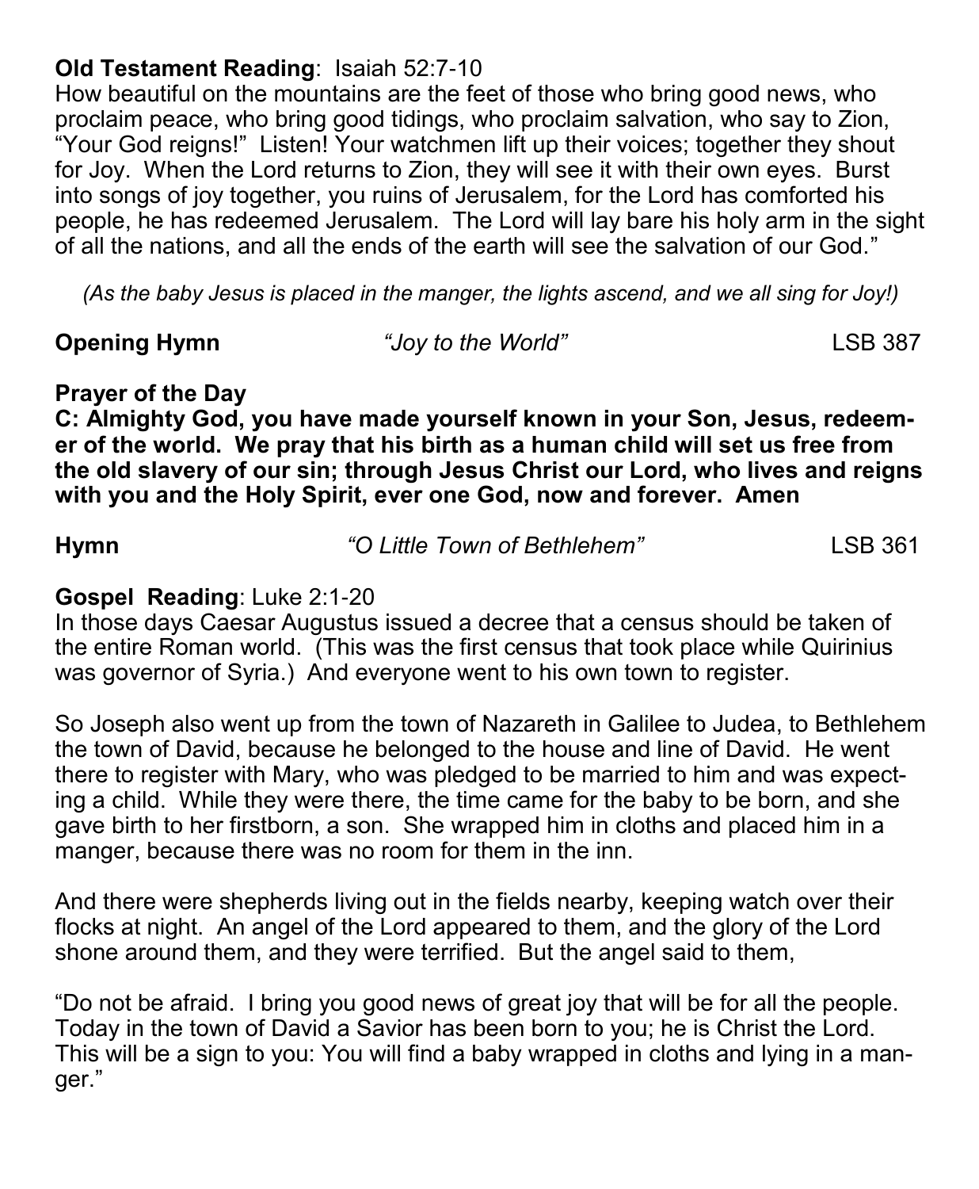**Old Testament Reading**: Isaiah 52:7-10
How beautiful on the mountains are the feet of those who bring good news, who proclaim peace, who bring good tidings, who proclaim salvation, who say to Zion, “Your God reigns!” Listen! Your watchmen lift up their voices; together they shout for Joy. When the Lord returns to Zion, they will see it with their own eyes. Burst into songs of joy together, you ruins of Jerusalem, for the Lord has comforted his people, he has redeemed Jerusalem. The Lord will lay bare his holy arm in the sight of all the nations, and all the ends of the earth will see the salvation of our God.”

*(As the baby Jesus is placed in the manger, the lights ascend, and we all sing for Joy!)*

**Opening Hymn** *“Joy to the World”* LSB 387

**Prayer of the Day**
**C: Almighty God, you have made yourself known in your Son, Jesus, redeemer of the world. We pray that his birth as a human child will set us free from the old slavery of our sin; through Jesus Christ our Lord, who lives and reigns with you and the Holy Spirit, ever one God, now and forever. Amen**

**Hymn** *“O Little Town of Bethlehem”* LSB 361

**Gospel Reading**: Luke 2:1-20
In those days Caesar Augustus issued a decree that a census should be taken of the entire Roman world. (This was the first census that took place while Quirinius was governor of Syria.) And everyone went to his own town to register.

So Joseph also went up from the town of Nazareth in Galilee to Judea, to Bethlehem the town of David, because he belonged to the house and line of David. He went there to register with Mary, who was pledged to be married to him and was expecting a child. While they were there, the time came for the baby to be born, and she gave birth to her firstborn, a son. She wrapped him in cloths and placed him in a manger, because there was no room for them in the inn.

And there were shepherds living out in the fields nearby, keeping watch over their flocks at night. An angel of the Lord appeared to them, and the glory of the Lord shone around them, and they were terrified. But the angel said to them,

“Do not be afraid. I bring you good news of great joy that will be for all the people. Today in the town of David a Savior has been born to you; he is Christ the Lord. This will be a sign to you: You will find a baby wrapped in cloths and lying in a manger.”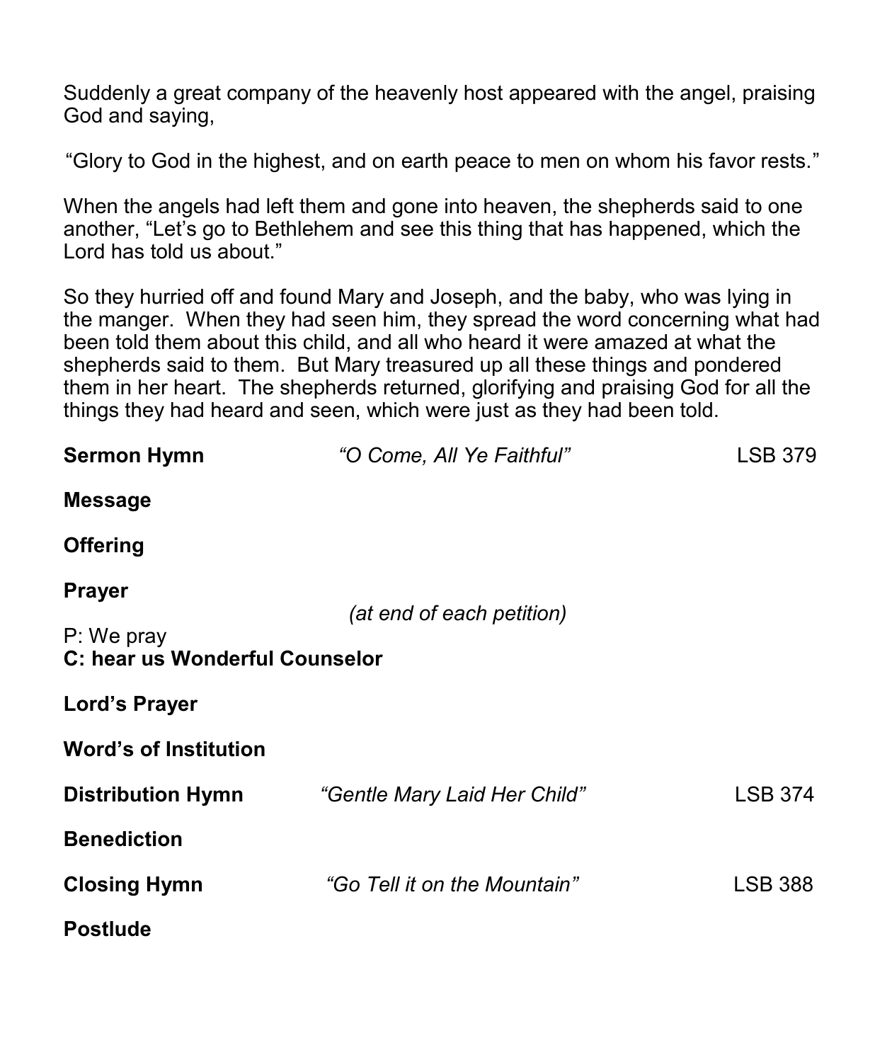Suddenly a great company of the heavenly host appeared with the angel, praising God and saying,

"Glory to God in the highest, and on earth peace to men on whom his favor rests."

When the angels had left them and gone into heaven, the shepherds said to one another, "Let's go to Bethlehem and see this thing that has happened, which the Lord has told us about."

So they hurried off and found Mary and Joseph, and the baby, who was lying in the manger. When they had seen him, they spread the word concerning what had been told them about this child, and all who heard it were amazed at what the shepherds said to them. But Mary treasured up all these things and pondered them in her heart. The shepherds returned, glorifying and praising God for all the things they had heard and seen, which were just as they had been told.

**Sermon Hymn** *"O Come, All Ye Faithful"* LSB 379

**Message**

**Offering**

**Prayer**

*(at end of each petition)*

P: We pray
**C: hear us Wonderful Counselor**

**Lord's Prayer**

**Word's of Institution**

**Distribution Hymn** *"Gentle Mary Laid Her Child"* LSB 374

**Benediction**

**Closing Hymn** *"Go Tell it on the Mountain"* LSB 388

**Postlude**